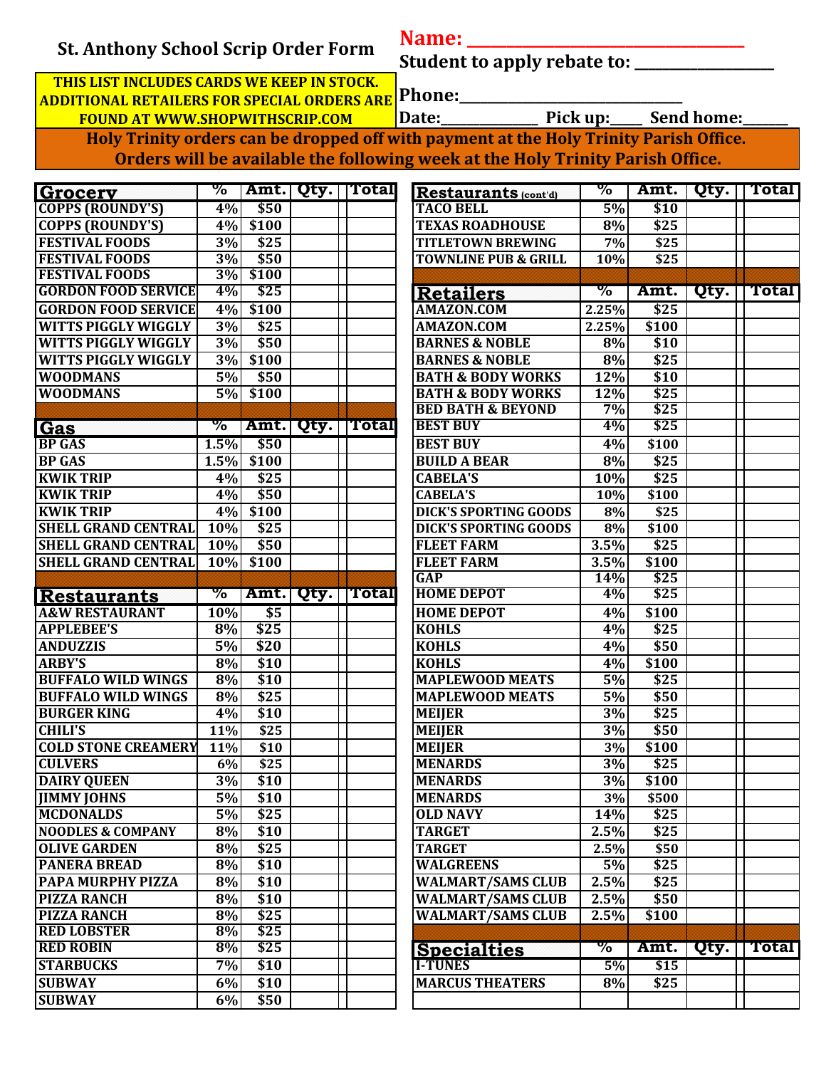# St. Anthony School Scrip Order Form

**Name: ______________________________**

**Student to apply rebate to: ________________**

**Phone:___________________________**

**Date:____________ Pick up:____ Send home:______**

**THIS LIST INCLUDES CARDS WE KEEP IN STOCK. ADDITIONAL RETAILERS FOR SPECIAL ORDERS ARE FOUND AT WWW.SHOPWITHSCRIP.COM**

**Holy Trinity orders can be dropped off with payment at the Holy Trinity Parish Office. Orders will be available the following week at the Holy Trinity Parish Office.**

| Grocery | % | Amt. | Qty. | Total |
|---|---|---|---|---|
| COPPS (ROUNDY'S) | 4% | $50 | | |
| COPPS (ROUNDY'S) | 4% | $100 | | |
| FESTIVAL FOODS | 3% | $25 | | |
| FESTIVAL FOODS | 3% | $50 | | |
| FESTIVAL FOODS | 3% | $100 | | |
| GORDON FOOD SERVICE | 4% | $25 | | |
| GORDON FOOD SERVICE | 4% | $100 | | |
| WITTS PIGGLY WIGGLY | 3% | $25 | | |
| WITTS PIGGLY WIGGLY | 3% | $50 | | |
| WITTS PIGGLY WIGGLY | 3% | $100 | | |
| WOODMANS | 5% | $50 | | |
| WOODMANS | 5% | $100 | | |

| Gas | % | Amt. | Qty. | Total |
|---|---|---|---|---|
| BP GAS | 1.5% | $50 | | |
| BP GAS | 1.5% | $100 | | |
| KWIK TRIP | 4% | $25 | | |
| KWIK TRIP | 4% | $50 | | |
| KWIK TRIP | 4% | $100 | | |
| SHELL GRAND CENTRAL | 10% | $25 | | |
| SHELL GRAND CENTRAL | 10% | $50 | | |
| SHELL GRAND CENTRAL | 10% | $100 | | |

| Restaurants | % | Amt. | Qty. | Total |
|---|---|---|---|---|
| A&W RESTAURANT | 10% | $5 | | |
| APPLEBEE'S | 8% | $25 | | |
| ANDUZZIS | 5% | $20 | | |
| ARBY'S | 8% | $10 | | |
| BUFFALO WILD WINGS | 8% | $10 | | |
| BUFFALO WILD WINGS | 8% | $25 | | |
| BURGER KING | 4% | $10 | | |
| CHILI'S | 11% | $25 | | |
| COLD STONE CREAMERY | 11% | $10 | | |
| CULVERS | 6% | $25 | | |
| DAIRY QUEEN | 3% | $10 | | |
| JIMMY JOHNS | 5% | $10 | | |
| MCDONALDS | 5% | $25 | | |
| NOODLES & COMPANY | 8% | $10 | | |
| OLIVE GARDEN | 8% | $25 | | |
| PANERA BREAD | 8% | $10 | | |
| PAPA MURPHY PIZZA | 8% | $10 | | |
| PIZZA RANCH | 8% | $10 | | |
| PIZZA RANCH | 8% | $25 | | |
| RED LOBSTER | 8% | $25 | | |
| RED ROBIN | 8% | $25 | | |
| STARBUCKS | 7% | $10 | | |
| SUBWAY | 6% | $10 | | |
| SUBWAY | 6% | $50 | | |
| TACO BELL | 5% | $10 | | |
| TEXAS ROADHOUSE | 8% | $25 | | |
| TITLETOWN BREWING | 7% | $25 | | |
| TOWNLINE PUB & GRILL | 10% | $25 | | |

| Retailers | % | Amt. | Qty. | Total |
|---|---|---|---|---|
| AMAZON.COM | 2.25% | $25 | | |
| AMAZON.COM | 2.25% | $100 | | |
| BARNES & NOBLE | 8% | $10 | | |
| BARNES & NOBLE | 8% | $25 | | |
| BATH & BODY WORKS | 12% | $10 | | |
| BATH & BODY WORKS | 12% | $25 | | |
| BED BATH & BEYOND | 7% | $25 | | |
| BEST BUY | 4% | $25 | | |
| BEST BUY | 4% | $100 | | |
| BUILD A BEAR | 8% | $25 | | |
| CABELA'S | 10% | $25 | | |
| CABELA'S | 10% | $100 | | |
| DICK'S SPORTING GOODS | 8% | $25 | | |
| DICK'S SPORTING GOODS | 8% | $100 | | |
| FLEET FARM | 3.5% | $25 | | |
| FLEET FARM | 3.5% | $100 | | |
| GAP | 14% | $25 | | |
| HOME DEPOT | 4% | $25 | | |
| HOME DEPOT | 4% | $100 | | |
| KOHLS | 4% | $25 | | |
| KOHLS | 4% | $50 | | |
| KOHLS | 4% | $100 | | |
| MAPLEWOOD MEATS | 5% | $25 | | |
| MAPLEWOOD MEATS | 5% | $50 | | |
| MEIJER | 3% | $25 | | |
| MEIJER | 3% | $50 | | |
| MEIJER | 3% | $100 | | |
| MENARDS | 3% | $25 | | |
| MENARDS | 3% | $100 | | |
| MENARDS | 3% | $500 | | |
| OLD NAVY | 14% | $25 | | |
| TARGET | 2.5% | $25 | | |
| TARGET | 2.5% | $50 | | |
| WALGREENS | 5% | $25 | | |
| WALMART/SAMS CLUB | 2.5% | $25 | | |
| WALMART/SAMS CLUB | 2.5% | $50 | | |
| WALMART/SAMS CLUB | 2.5% | $100 | | |

| Specialties | % | Amt. | Qty. | Total |
|---|---|---|---|---|
| I-TUNES | 5% | $15 | | |
| MARCUS THEATERS | 8% | $25 | | |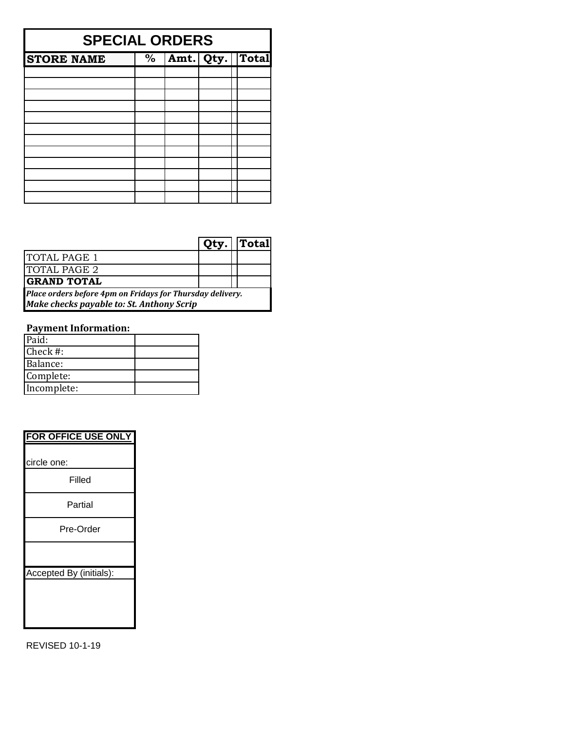# SPECIAL ORDERS

| STORE NAME | % | Amt. | Qty. | | Total |
|---|---|---|---|---|---|
| | | | | | |
| | | | | | |
| | | | | | |
| | | | | | |
| | | | | | |
| | | | | | |
| | | | | | |
| | | | | | |
| | | | | | |
| | | | | | |
| | | | | | |
| | | | | | |

| | Qty. | | Total |
|---|---|---|---|
| TOTAL PAGE 1 | | | |
| TOTAL PAGE 2 | | | |
| **GRAND TOTAL** | | | |

***Place orders before 4pm on Fridays for Thursday delivery.***
***Make checks payable to: St. Anthony Scrip***

**Payment Information:**

| | |
|---|---|
| Paid: | |
| Check #: | |
| Balance: | |
| Complete: | |
| Incomplete: | |

| FOR OFFICE USE ONLY |
|---|
| circle one: |
| Filled |
| Partial |
| Pre-Order |
| |
| Accepted By (initials): |
| |

REVISED 10-1-19